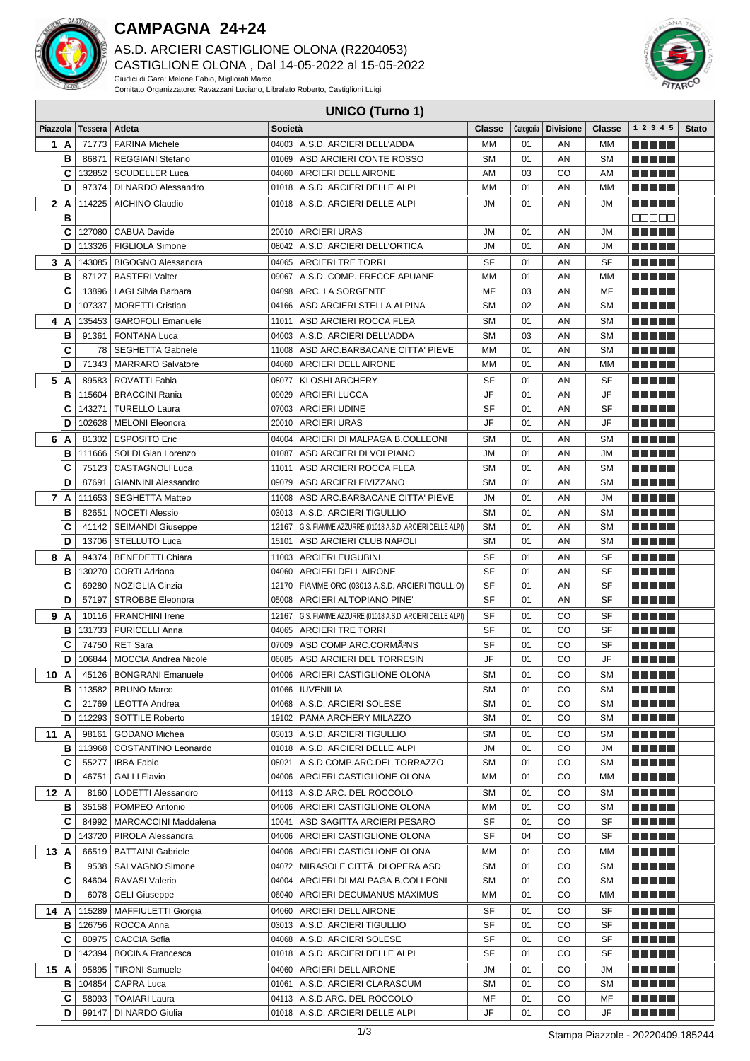# CAMPAGNA 24+24

AS.D. ARCIERI CASTIGLIONE OLONA (R2204053)

CASTIGLIONE OLONA , Dal 14-05-2022 al 15-05-2022

Giudici di Gara: Melone Fabio, Migliorati Marco

Comitato Organizzatore: Ravazzani Luciano, Libralato Roberto, Castiglioni Luigi

## UNICO (Turno 1)

| Piazzola | | Tessera | Atleta | Società | Classe | Categoria | Divisione | Classe | 1 2 3 4 5 | Stato |
|---|---|---|---|---|---|---|---|---|---|---|
| 1 | A | 71773 | FARINA Michele | 04003 A.S.D. ARCIERI DELL'ADDA | MM | 01 | AN | MM | | |
| | B | 86871 | REGGIANI Stefano | 01069 ASD ARCIERI CONTE ROSSO | SM | 01 | AN | SM | | |
| | C | 132852 | SCUDELLER Luca | 04060 ARCIERI DELL'AIRONE | AM | 03 | CO | AM | | |
| | D | 97374 | DI NARDO Alessandro | 01018 A.S.D. ARCIERI DELLE ALPI | MM | 01 | AN | MM | | |
| 2 | A | 114225 | AICHINO Claudio | 01018 A.S.D. ARCIERI DELLE ALPI | JM | 01 | AN | JM | | |
| | B | | | | | | | | | |
| | C | 127080 | CABUA Davide | 20010 ARCIERI URAS | JM | 01 | AN | JM | | |
| | D | 113326 | FIGLIOLA Simone | 08042 A.S.D. ARCIERI DELL'ORTICA | JM | 01 | AN | JM | | |
| 3 | A | 143085 | BIGOGNO Alessandra | 04065 ARCIERI TRE TORRI | SF | 01 | AN | SF | | |
| | B | 87127 | BASTERI Valter | 09067 A.S.D. COMP. FRECCE APUANE | MM | 01 | AN | MM | | |
| | C | 13896 | LAGI Silvia Barbara | 04098 ARC. LA SORGENTE | MF | 03 | AN | MF | | |
| | D | 107337 | MORETTI Cristian | 04166 ASD ARCIERI STELLA ALPINA | SM | 02 | AN | SM | | |
| 4 | A | 135453 | GAROFOLI Emanuele | 11011 ASD ARCIERI ROCCA FLEA | SM | 01 | AN | SM | | |
| | B | 91361 | FONTANA Luca | 04003 A.S.D. ARCIERI DELL'ADDA | SM | 03 | AN | SM | | |
| | C | 78 | SEGHETTA Gabriele | 11008 ASD ARC.BARBACANE CITTA' PIEVE | MM | 01 | AN | SM | | |
| | D | 71343 | MARRARO Salvatore | 04060 ARCIERI DELL'AIRONE | MM | 01 | AN | MM | | |
| 5 | A | 89583 | ROVATTI Fabia | 08077 KI OSHI ARCHERY | SF | 01 | AN | SF | | |
| | B | 115604 | BRACCINI Rania | 09029 ARCIERI LUCCA | JF | 01 | AN | JF | | |
| | C | 143271 | TURELLO Laura | 07003 ARCIERI UDINE | SF | 01 | AN | SF | | |
| | D | 102628 | MELONI Eleonora | 20010 ARCIERI URAS | JF | 01 | AN | JF | | |
| 6 | A | 81302 | ESPOSITO Eric | 04004 ARCIERI DI MALPAGA B.COLLEONI | SM | 01 | AN | SM | | |
| | B | 111666 | SOLDI Gian Lorenzo | 01087 ASD ARCIERI DI VOLPIANO | JM | 01 | AN | JM | | |
| | C | 75123 | CASTAGNOLI Luca | 11011 ASD ARCIERI ROCCA FLEA | SM | 01 | AN | SM | | |
| | D | 87691 | GIANNINI Alessandro | 09079 ASD ARCIERI FIVIZZANO | SM | 01 | AN | SM | | |
| 7 | A | 111653 | SEGHETTA Matteo | 11008 ASD ARC.BARBACANE CITTA' PIEVE | JM | 01 | AN | JM | | |
| | B | 82651 | NOCETI Alessio | 03013 A.S.D. ARCIERI TIGULLIO | SM | 01 | AN | SM | | |
| | C | 41142 | SEIMANDI Giuseppe | 12167 G.S. FIAMME AZZURRE (01018 A.S.D. ARCIERI DELLE ALPI) | SM | 01 | AN | SM | | |
| | D | 13706 | STELLUTO Luca | 15101 ASD ARCIERI CLUB NAPOLI | SM | 01 | AN | SM | | |
| 8 | A | 94374 | BENEDETTI Chiara | 11003 ARCIERI EUGUBINI | SF | 01 | AN | SF | | |
| | B | 130270 | CORTI Adriana | 04060 ARCIERI DELL'AIRONE | SF | 01 | AN | SF | | |
| | C | 69280 | NOZIGLIA Cinzia | 12170 FIAMME ORO (03013 A.S.D. ARCIERI TIGULLIO) | SF | 01 | AN | SF | | |
| | D | 57197 | STROBBE Eleonora | 05008 ARCIERI ALTOPIANO PINE' | SF | 01 | AN | SF | | |
| 9 | A | 10116 | FRANCHINI Irene | 12167 G.S. FIAMME AZZURRE (01018 A.S.D. ARCIERI DELLE ALPI) | SF | 01 | CO | SF | | |
| | B | 131733 | PURICELLI Anna | 04065 ARCIERI TRE TORRI | SF | 01 | CO | SF | | |
| | C | 74750 | RET Sara | 07009 ASD COMP.ARC.CORMÃ²NS | SF | 01 | CO | SF | | |
| | D | 106844 | MOCCIA Andrea Nicole | 06085 ASD ARCIERI DEL TORRESIN | JF | 01 | CO | JF | | |
| 10 | A | 45126 | BONGRANI Emanuele | 04006 ARCIERI CASTIGLIONE OLONA | SM | 01 | CO | SM | | |
| | B | 113582 | BRUNO Marco | 01066 IUVENILIA | SM | 01 | CO | SM | | |
| | C | 21769 | LEOTTA Andrea | 04068 A.S.D. ARCIERI SOLESE | SM | 01 | CO | SM | | |
| | D | 112293 | SOTTILE Roberto | 19102 PAMA ARCHERY MILAZZO | SM | 01 | CO | SM | | |
| 11 | A | 98161 | GODANO Michea | 03013 A.S.D. ARCIERI TIGULLIO | SM | 01 | CO | SM | | |
| | B | 113968 | COSTANTINO Leonardo | 01018 A.S.D. ARCIERI DELLE ALPI | JM | 01 | CO | JM | | |
| | C | 55277 | IBBA Fabio | 08021 A.S.D.COMP.ARC.DEL TORRAZZO | SM | 01 | CO | SM | | |
| | D | 46751 | GALLI Flavio | 04006 ARCIERI CASTIGLIONE OLONA | MM | 01 | CO | MM | | |
| 12 | A | 8160 | LODETTI Alessandro | 04113 A.S.D.ARC. DEL ROCCOLO | SM | 01 | CO | SM | | |
| | B | 35158 | POMPEO Antonio | 04006 ARCIERI CASTIGLIONE OLONA | MM | 01 | CO | SM | | |
| | C | 84992 | MARCACCINI Maddalena | 10041 ASD SAGITTA ARCIERI PESARO | SF | 01 | CO | SF | | |
| | D | 143720 | PIROLA Alessandra | 04006 ARCIERI CASTIGLIONE OLONA | SF | 04 | CO | SF | | |
| 13 | A | 66519 | BATTAINI Gabriele | 04006 ARCIERI CASTIGLIONE OLONA | MM | 01 | CO | MM | | |
| | B | 9538 | SALVAGNO Simone | 04072 MIRASOLE CITTÃ DI OPERA ASD | SM | 01 | CO | SM | | |
| | C | 84604 | RAVASI Valerio | 04004 ARCIERI DI MALPAGA B.COLLEONI | SM | 01 | CO | SM | | |
| | D | 6078 | CELI Giuseppe | 06040 ARCIERI DECUMANUS MAXIMUS | MM | 01 | CO | MM | | |
| 14 | A | 115289 | MAFFIULETTI Giorgia | 04060 ARCIERI DELL'AIRONE | SF | 01 | CO | SF | | |
| | B | 126756 | ROCCA Anna | 03013 A.S.D. ARCIERI TIGULLIO | SF | 01 | CO | SF | | |
| | C | 80975 | CACCIA Sofia | 04068 A.S.D. ARCIERI SOLESE | SF | 01 | CO | SF | | |
| | D | 142394 | BOCINA Francesca | 01018 A.S.D. ARCIERI DELLE ALPI | SF | 01 | CO | SF | | |
| 15 | A | 95895 | TIRONI Samuele | 04060 ARCIERI DELL'AIRONE | JM | 01 | CO | JM | | |
| | B | 104854 | CAPRA Luca | 01061 A.S.D. ARCIERI CLARASCUM | SM | 01 | CO | SM | | |
| | C | 58093 | TOAIARI Laura | 04113 A.S.D.ARC. DEL ROCCOLO | MF | 01 | CO | MF | | |
| | D | 99147 | DI NARDO Giulia | 01018 A.S.D. ARCIERI DELLE ALPI | JF | 01 | CO | JF | | |

Stampa Piazzole - 20220409.185244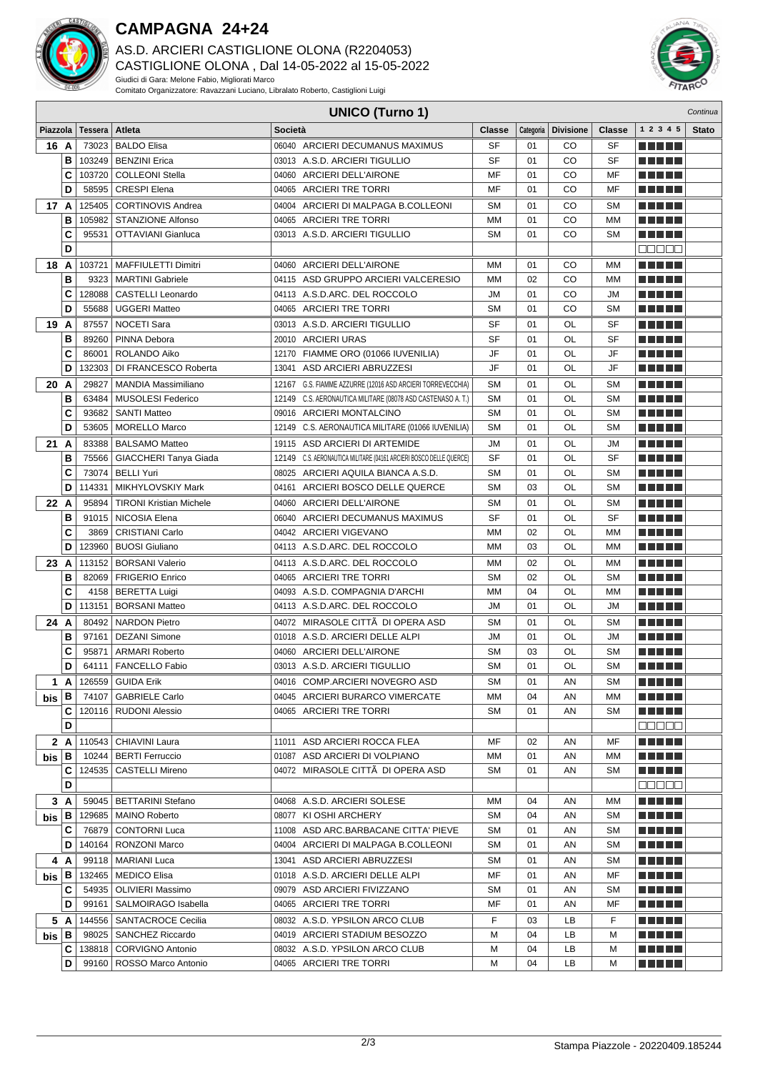# CAMPAGNA 24+24

AS.D. ARCIERI CASTIGLIONE OLONA (R2204053)
CASTIGLIONE OLONA , Dal 14-05-2022 al 15-05-2022

Giudici di Gara: Melone Fabio, Migliorati Marco
Comitato Organizzatore: Ravazzani Luciano, Libralato Roberto, Castiglioni Luigi

## UNICO (Turno 1)

*Continua*

| Piazzola | | Tessera | Atleta | Società | Classe | Categoria | Divisione | Classe | 1 2 3 4 5 | Stato |
|---|---|---|---|---|---|---|---|---|---|---|
| 16 | A | 73023 | BALDO Elisa | 06040 ARCIERI DECUMANUS MAXIMUS | SF | 01 | CO | SF | | |
| | B | 103249 | BENZINI Erica | 03013 A.S.D. ARCIERI TIGULLIO | SF | 01 | CO | SF | | |
| | C | 103720 | COLLEONI Stella | 04060 ARCIERI DELL'AIRONE | MF | 01 | CO | MF | | |
| | D | 58595 | CRESPI Elena | 04065 ARCIERI TRE TORRI | MF | 01 | CO | MF | | |
| 17 | A | 125405 | CORTINOVIS Andrea | 04004 ARCIERI DI MALPAGA B.COLLEONI | SM | 01 | CO | SM | | |
| | B | 105982 | STANZIONE Alfonso | 04065 ARCIERI TRE TORRI | MM | 01 | CO | MM | | |
| | C | 95531 | OTTAVIANI Gianluca | 03013 A.S.D. ARCIERI TIGULLIO | SM | 01 | CO | SM | | |
| | D | | | | | | | | | |
| 18 | A | 103721 | MAFFIULETTI Dimitri | 04060 ARCIERI DELL'AIRONE | MM | 01 | CO | MM | | |
| | B | 9323 | MARTINI Gabriele | 04115 ASD GRUPPO ARCIERI VALCERESIO | MM | 02 | CO | MM | | |
| | C | 128088 | CASTELLI Leonardo | 04113 A.S.D.ARC. DEL ROCCOLO | JM | 01 | CO | JM | | |
| | D | 55688 | UGGERI Matteo | 04065 ARCIERI TRE TORRI | SM | 01 | CO | SM | | |
| 19 | A | 87557 | NOCETI Sara | 03013 A.S.D. ARCIERI TIGULLIO | SF | 01 | OL | SF | | |
| | B | 89260 | PINNA Debora | 20010 ARCIERI URAS | SF | 01 | OL | SF | | |
| | C | 86001 | ROLANDO Aiko | 12170 FIAMME ORO (01066 IUVENILIA) | JF | 01 | OL | JF | | |
| | D | 132303 | DI FRANCESCO Roberta | 13041 ASD ARCIERI ABRUZZESI | JF | 01 | OL | JF | | |
| 20 | A | 29827 | MANDIA Massimiliano | 12167 G.S. FIAMME AZZURRE (12016 ASD ARCIERI TORREVECCHIA) | SM | 01 | OL | SM | | |
| | B | 63484 | MUSOLESI Federico | 12149 C.S. AERONAUTICA MILITARE (08078 ASD CASTENASO A. T.) | SM | 01 | OL | SM | | |
| | C | 93682 | SANTI Matteo | 09016 ARCIERI MONTALCINO | SM | 01 | OL | SM | | |
| | D | 53605 | MORELLO Marco | 12149 C.S. AERONAUTICA MILITARE (01066 IUVENILIA) | SM | 01 | OL | SM | | |
| 21 | A | 83388 | BALSAMO Matteo | 19115 ASD ARCIERI DI ARTEMIDE | JM | 01 | OL | JM | | |
| | B | 75566 | GIACCHERI Tanya Giada | 12149 C.S. AERONAUTICA MILITARE (04161 ARCIERI BOSCO DELLE QUERCE) | SF | 01 | OL | SF | | |
| | C | 73074 | BELLI Yuri | 08025 ARCIERI AQUILA BIANCA A.S.D. | SM | 01 | OL | SM | | |
| | D | 114331 | MIKHYLOVSKIY Mark | 04161 ARCIERI BOSCO DELLE QUERCE | SM | 03 | OL | SM | | |
| 22 | A | 95894 | TIRONI Kristian Michele | 04060 ARCIERI DELL'AIRONE | SM | 01 | OL | SM | | |
| | B | 91015 | NICOSIA Elena | 06040 ARCIERI DECUMANUS MAXIMUS | SF | 01 | OL | SF | | |
| | C | 3869 | CRISTIANI Carlo | 04042 ARCIERI VIGEVANO | MM | 02 | OL | MM | | |
| | D | 123960 | BUOSI Giuliano | 04113 A.S.D.ARC. DEL ROCCOLO | MM | 03 | OL | MM | | |
| 23 | A | 113152 | BORSANI Valerio | 04113 A.S.D.ARC. DEL ROCCOLO | MM | 02 | OL | MM | | |
| | B | 82069 | FRIGERIO Enrico | 04065 ARCIERI TRE TORRI | SM | 02 | OL | SM | | |
| | C | 4158 | BERETTA Luigi | 04093 A.S.D. COMPAGNIA D'ARCHI | MM | 04 | OL | MM | | |
| | D | 113151 | BORSANI Matteo | 04113 A.S.D.ARC. DEL ROCCOLO | JM | 01 | OL | JM | | |
| 24 | A | 80492 | NARDON Pietro | 04072 MIRASOLE CITTÃ DI OPERA ASD | SM | 01 | OL | SM | | |
| | B | 97161 | DEZANI Simone | 01018 A.S.D. ARCIERI DELLE ALPI | JM | 01 | OL | JM | | |
| | C | 95871 | ARMARI Roberto | 04060 ARCIERI DELL'AIRONE | SM | 03 | OL | SM | | |
| | D | 64111 | FANCELLO Fabio | 03013 A.S.D. ARCIERI TIGULLIO | SM | 01 | OL | SM | | |
| 1 bis | A | 126559 | GUIDA Erik | 04016 COMP.ARCIERI NOVEGRO ASD | SM | 01 | AN | SM | | |
| | B | 74107 | GABRIELE Carlo | 04045 ARCIERI BURARCO VIMERCATE | MM | 04 | AN | MM | | |
| | C | 120116 | RUDONI Alessio | 04065 ARCIERI TRE TORRI | SM | 01 | AN | SM | | |
| | D | | | | | | | | | |
| 2 bis | A | 110543 | CHIAVINI Laura | 11011 ASD ARCIERI ROCCA FLEA | MF | 02 | AN | MF | | |
| | B | 10244 | BERTI Ferruccio | 01087 ASD ARCIERI DI VOLPIANO | MM | 01 | AN | MM | | |
| | C | 124535 | CASTELLI Mireno | 04072 MIRASOLE CITTÃ DI OPERA ASD | SM | 01 | AN | SM | | |
| | D | | | | | | | | | |
| 3 bis | A | 59045 | BETTARINI Stefano | 04068 A.S.D. ARCIERI SOLESE | MM | 04 | AN | MM | | |
| | B | 129685 | MAINO Roberto | 08077 KI OSHI ARCHERY | SM | 04 | AN | SM | | |
| | C | 76879 | CONTORNI Luca | 11008 ASD ARC.BARBACANE CITTA' PIEVE | SM | 01 | AN | SM | | |
| | D | 140164 | RONZONI Marco | 04004 ARCIERI DI MALPAGA B.COLLEONI | SM | 01 | AN | SM | | |
| 4 bis | A | 99118 | MARIANI Luca | 13041 ASD ARCIERI ABRUZZESI | SM | 01 | AN | SM | | |
| | B | 132465 | MEDICO Elisa | 01018 A.S.D. ARCIERI DELLE ALPI | MF | 01 | AN | MF | | |
| | C | 54935 | OLIVIERI Massimo | 09079 ASD ARCIERI FIVIZZANO | SM | 01 | AN | SM | | |
| | D | 99161 | SALMOIRAGO Isabella | 04065 ARCIERI TRE TORRI | MF | 01 | AN | MF | | |
| 5 bis | A | 144556 | SANTACROCE Cecilia | 08032 A.S.D. YPSILON ARCO CLUB | F | 03 | LB | F | | |
| | B | 98025 | SANCHEZ Riccardo | 04019 ARCIERI STADIUM BESOZZO | M | 04 | LB | M | | |
| | C | 138818 | CORVIGNO Antonio | 08032 A.S.D. YPSILON ARCO CLUB | M | 04 | LB | M | | |
| | D | 99160 | ROSSO Marco Antonio | 04065 ARCIERI TRE TORRI | M | 04 | LB | M | | |

Stampa Piazzole - 20220409.185244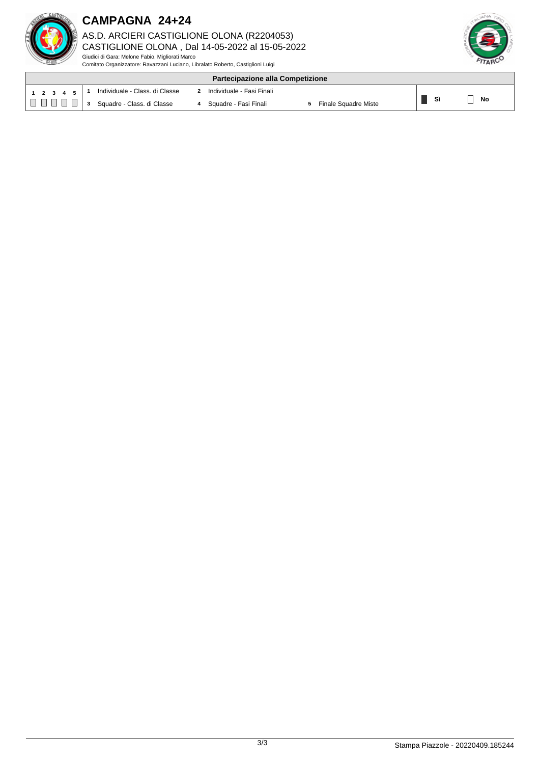# CAMPAGNA 24+24

AS.D. ARCIERI CASTIGLIONE OLONA (R2204053)

CASTIGLIONE OLONA , Dal 14-05-2022 al 15-05-2022

Giudici di Gara: Melone Fabio, Migliorati Marco

Comitato Organizzatore: Ravazzani Luciano, Libralato Roberto, Castiglioni Luigi

| Partecipazione alla Competizione | | | | | | | | |
|---|---|---|---|---|---|---|---|---|
| 1 2 3 4 5 | 1 | Individuale - Class. di Classe | 2 | Individuale - Fasi Finali | | | Sì | No |
| ☐ ☐ ☐ ☐ ☐ | 3 | Squadre - Class. di Classe | 4 | Squadre - Fasi Finali | 5 | Finale Squadre Miste | | |

Stampa Piazzole - 20220409.185244